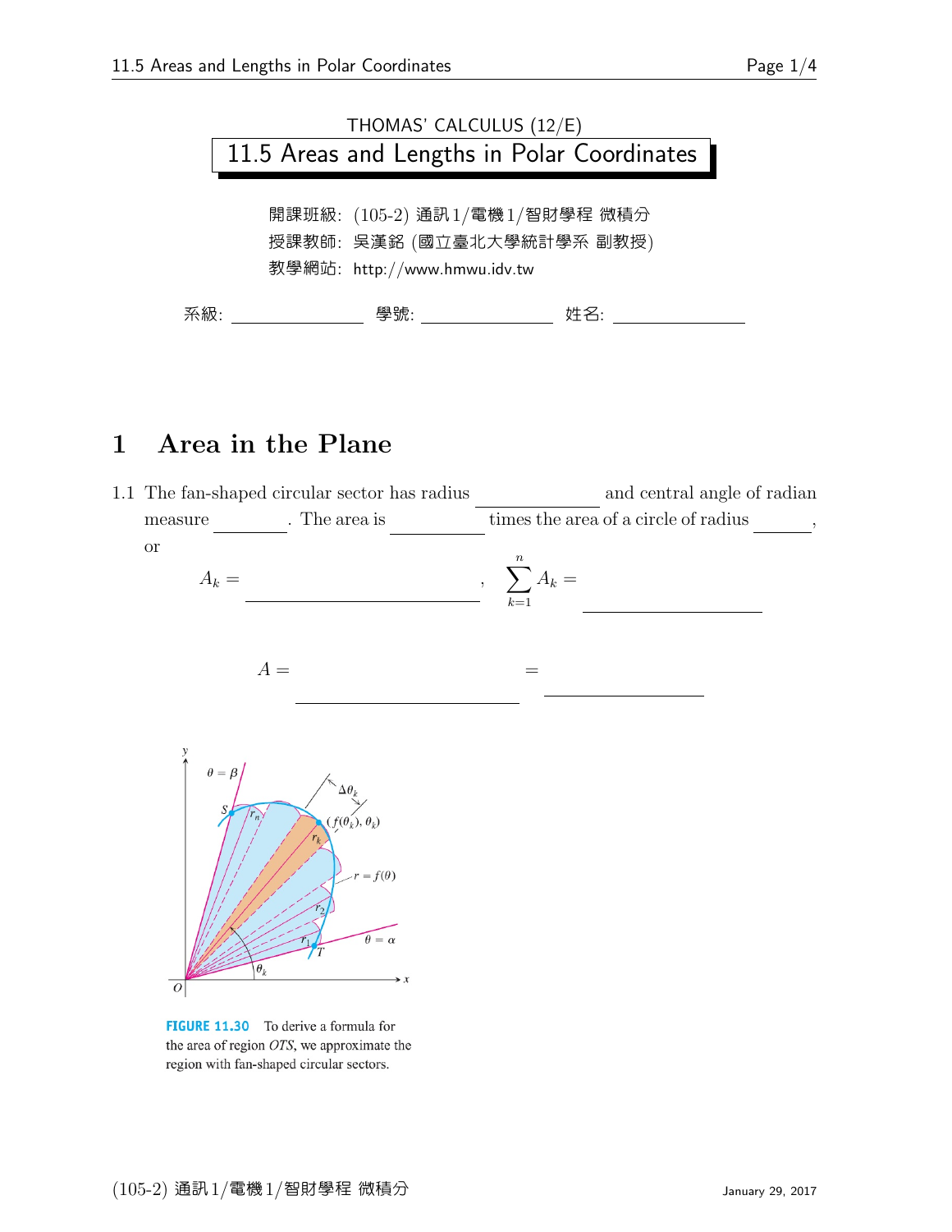THOMAS' CALCULUS (12/E)

# 11.5 Areas and Lengths in Polar Coordinates

開課班級: (105-2) 通訊1/電機1/智財學程 微積分

授課教師: 吳漢銘 (國立臺北大學統計學系 副教授)

教學網站: http://www.hmwu.idv.tw

系級: ______________ 學號: ______________ 姓名: ______________

## 1 Area in the Plane

1.1 The fan-shaped circular sector has radius ____________ and central angle of radian measure ________. The area is __________ times the area of a circle of radius ______, or

$$A_k = \underline{\hspace{6cm}}, \quad \sum_{k=1}^{n} A_k = \underline{\hspace{4cm}}$$

$$A = \underline{\hspace{5cm}} = \underline{\hspace{4cm}}$$

FIGURE 11.30 To derive a formula for the area of region *OTS*, we approximate the region with fan-shaped circular sectors.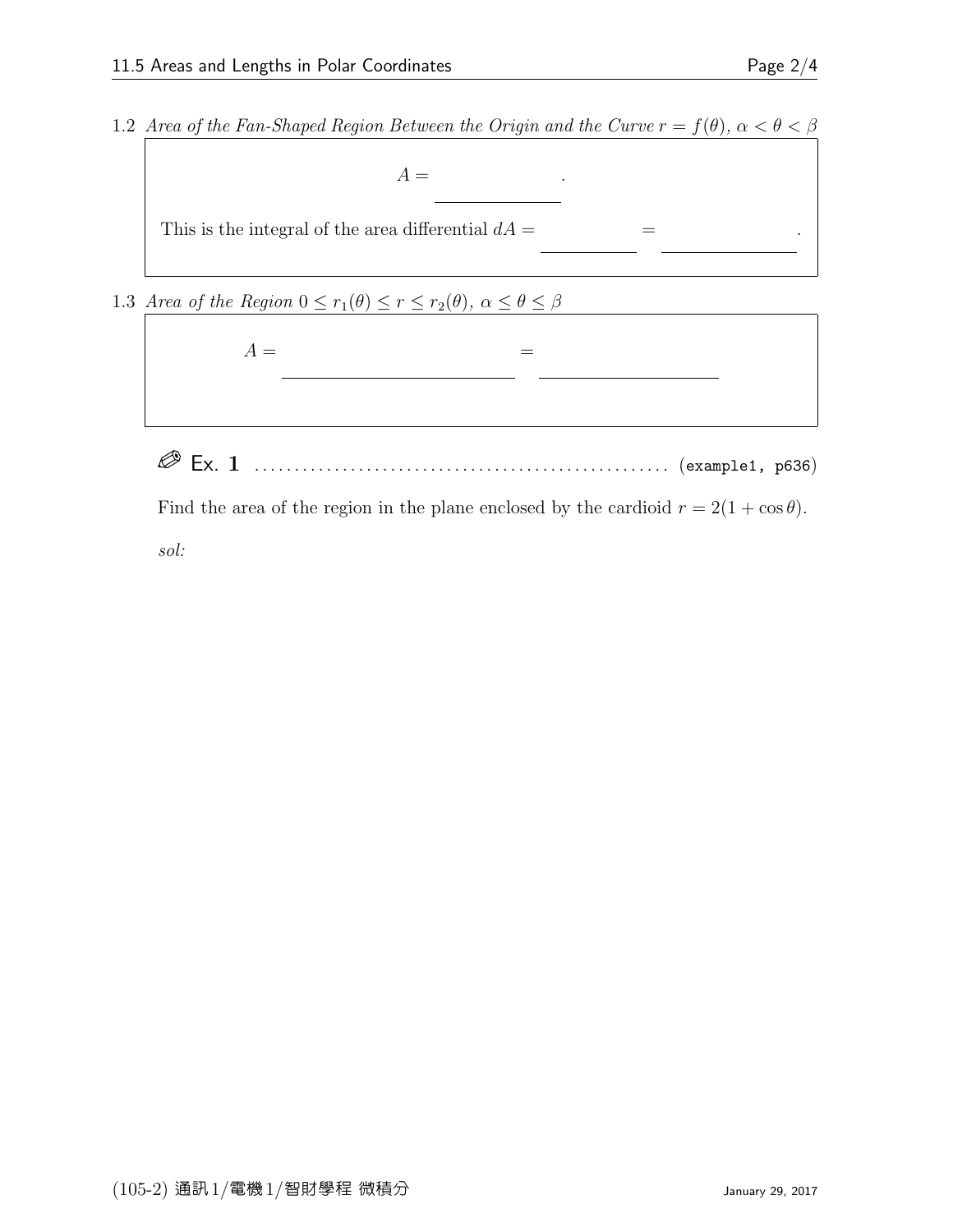1.2 *Area of the Fan-Shaped Region Between the Origin and the Curve $r = f(\theta)$, $\alpha < \theta < \beta$*

$$A = \underline{\hspace{3cm}}.$$

This is the integral of the area differential $dA = \underline{\hspace{2cm}} = \underline{\hspace{3cm}}$.

1.3 *Area of the Region $0 \le r_1(\theta) \le r \le r_2(\theta)$, $\alpha \le \theta \le \beta$*

$$A = \underline{\hspace{5cm}} = \underline{\hspace{4cm}}$$

**Ex. 1** .................................................. (example1, p636)

Find the area of the region in the plane enclosed by the cardioid $r = 2(1 + \cos\theta)$.

*sol:*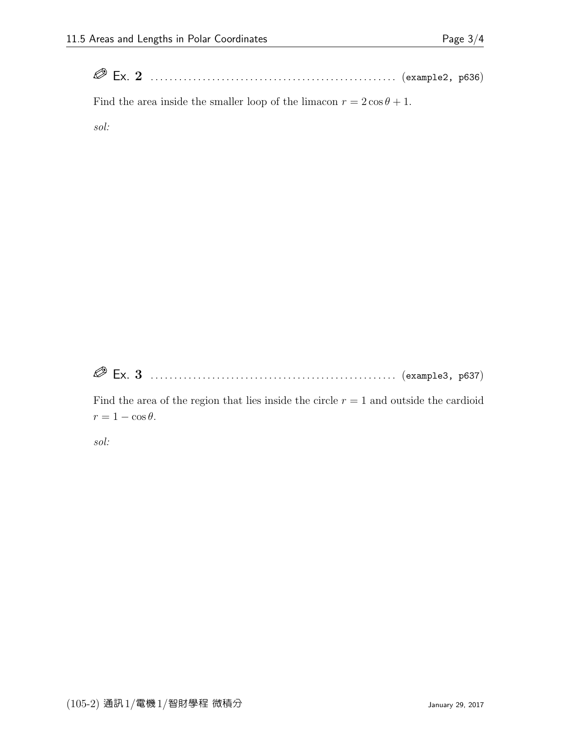✎ **Ex. 2** .................................................... (example2, p636)

Find the area inside the smaller loop of the limacon $r = 2\cos\theta + 1$.

*sol:*

✎ **Ex. 3** .................................................... (example3, p637)

Find the area of the region that lies inside the circle $r = 1$ and outside the cardioid $r = 1 - \cos\theta$.

*sol:*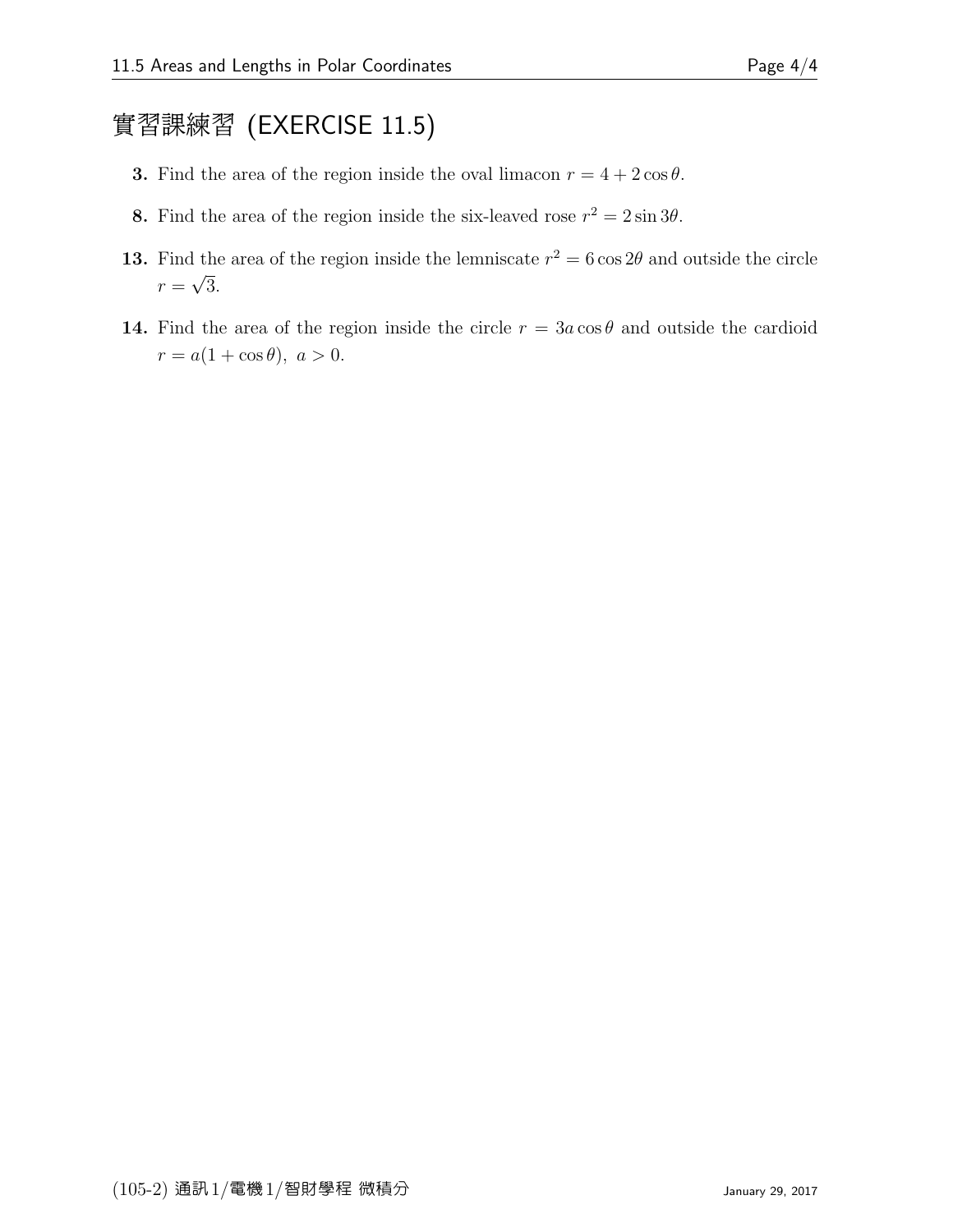## 實習課練習 (EXERCISE 11.5)

**3.** Find the area of the region inside the oval limacon $r = 4 + 2\cos\theta$.

**8.** Find the area of the region inside the six-leaved rose $r^2 = 2\sin 3\theta$.

**13.** Find the area of the region inside the lemniscate $r^2 = 6\cos 2\theta$ and outside the circle $r = \sqrt{3}$.

**14.** Find the area of the region inside the circle $r = 3a\cos\theta$ and outside the cardioid $r = a(1 + \cos\theta),\ a > 0$.